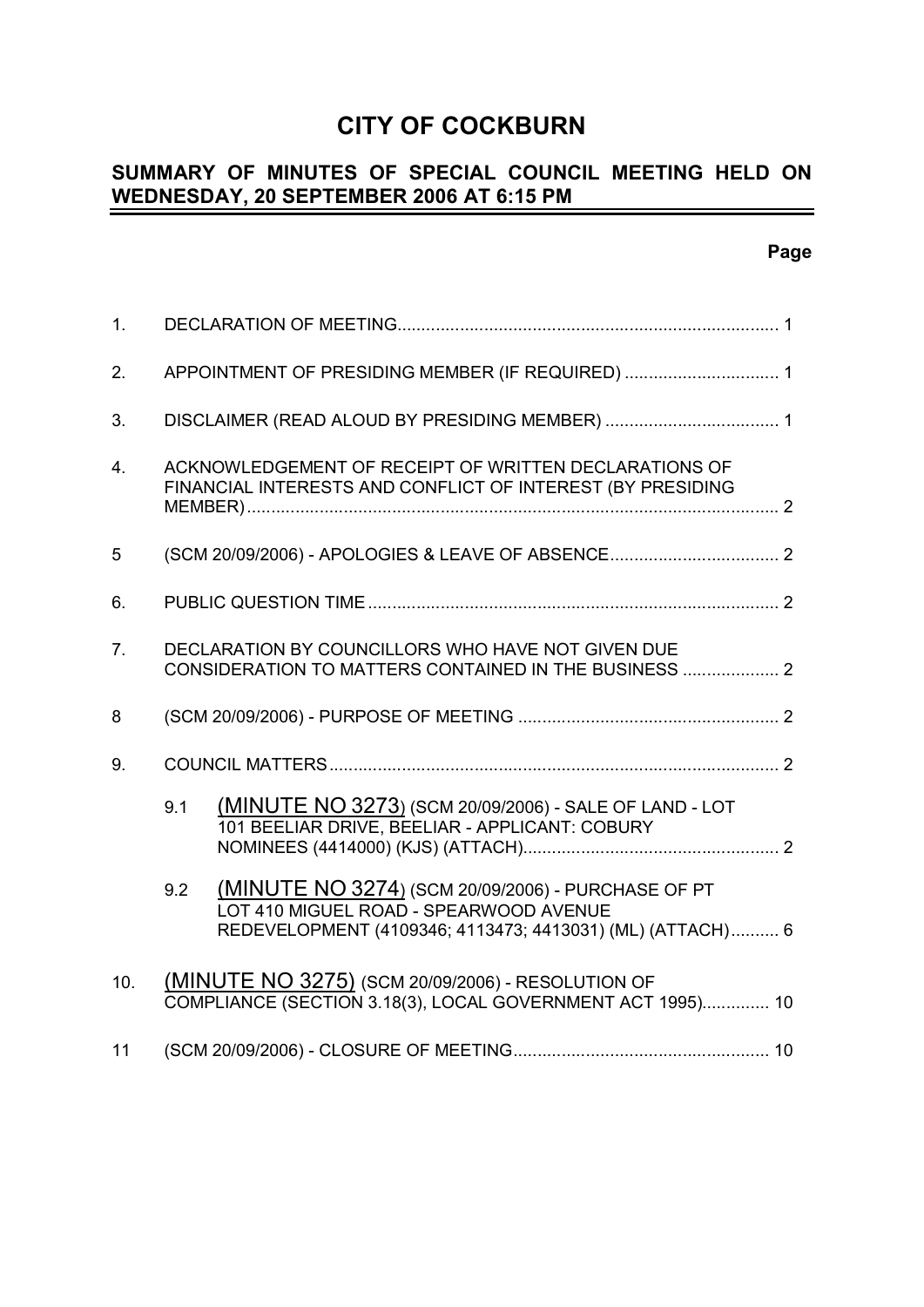# CITY OF COCKBURN

## SUMMARY OF MINUTES OF SPECIAL COUNCIL MEETING HELD ON WEDNESDAY, 20 SEPTEMBER 2006 AT 6:15 PM

**Page**

| | | |
|---|---|---|
| 1. | DECLARATION OF MEETING | 1 |
| 2. | APPOINTMENT OF PRESIDING MEMBER (IF REQUIRED) | 1 |
| 3. | DISCLAIMER (READ ALOUD BY PRESIDING MEMBER) | 1 |
| 4. | ACKNOWLEDGEMENT OF RECEIPT OF WRITTEN DECLARATIONS OF FINANCIAL INTERESTS AND CONFLICT OF INTEREST (BY PRESIDING MEMBER) | 2 |
| 5 | (SCM 20/09/2006) - APOLOGIES & LEAVE OF ABSENCE | 2 |
| 6. | PUBLIC QUESTION TIME | 2 |
| 7. | DECLARATION BY COUNCILLORS WHO HAVE NOT GIVEN DUE CONSIDERATION TO MATTERS CONTAINED IN THE BUSINESS | 2 |
| 8 | (SCM 20/09/2006) - PURPOSE OF MEETING | 2 |
| 9. | COUNCIL MATTERS | 2 |
| | 9.1 (MINUTE NO 3273) (SCM 20/09/2006) - SALE OF LAND - LOT 101 BEELIAR DRIVE, BEELIAR - APPLICANT: COBURY NOMINEES (4414000) (KJS) (ATTACH) | 2 |
| | 9.2 (MINUTE NO 3274) (SCM 20/09/2006) - PURCHASE OF PT LOT 410 MIGUEL ROAD - SPEARWOOD AVENUE REDEVELOPMENT (4109346; 4113473; 4413031) (ML) (ATTACH) | 6 |
| 10. | (MINUTE NO 3275) (SCM 20/09/2006) - RESOLUTION OF COMPLIANCE (SECTION 3.18(3), LOCAL GOVERNMENT ACT 1995) | 10 |
| 11 | (SCM 20/09/2006) - CLOSURE OF MEETING | 10 |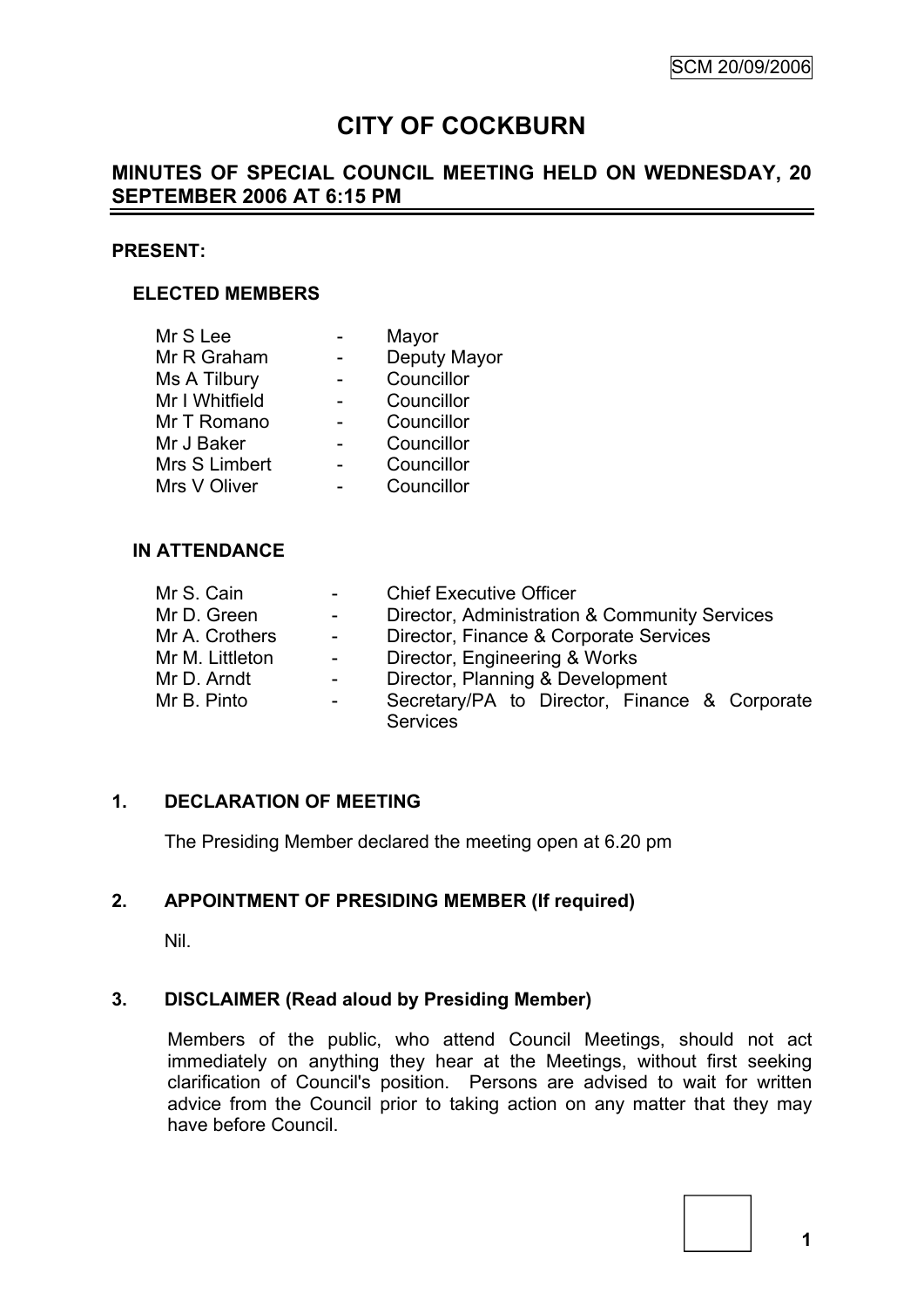# CITY OF COCKBURN

## MINUTES OF SPECIAL COUNCIL MEETING HELD ON WEDNESDAY, 20 SEPTEMBER 2006 AT 6:15 PM

**PRESENT:**

**ELECTED MEMBERS**

| | | |
|---|---|---|
| Mr S Lee | - | Mayor |
| Mr R Graham | - | Deputy Mayor |
| Ms A Tilbury | - | Councillor |
| Mr I Whitfield | - | Councillor |
| Mr T Romano | - | Councillor |
| Mr J Baker | - | Councillor |
| Mrs S Limbert | - | Councillor |
| Mrs V Oliver | - | Councillor |

**IN ATTENDANCE**

| | | |
|---|---|---|
| Mr S. Cain | - | Chief Executive Officer |
| Mr D. Green | - | Director, Administration & Community Services |
| Mr A. Crothers | - | Director, Finance & Corporate Services |
| Mr M. Littleton | - | Director, Engineering & Works |
| Mr D. Arndt | - | Director, Planning & Development |
| Mr B. Pinto | - | Secretary/PA to Director, Finance & Corporate Services |

**1. DECLARATION OF MEETING**

The Presiding Member declared the meeting open at 6.20 pm

**2. APPOINTMENT OF PRESIDING MEMBER (If required)**

Nil.

**3. DISCLAIMER (Read aloud by Presiding Member)**

Members of the public, who attend Council Meetings, should not act immediately on anything they hear at the Meetings, without first seeking clarification of Council's position. Persons are advised to wait for written advice from the Council prior to taking action on any matter that they may have before Council.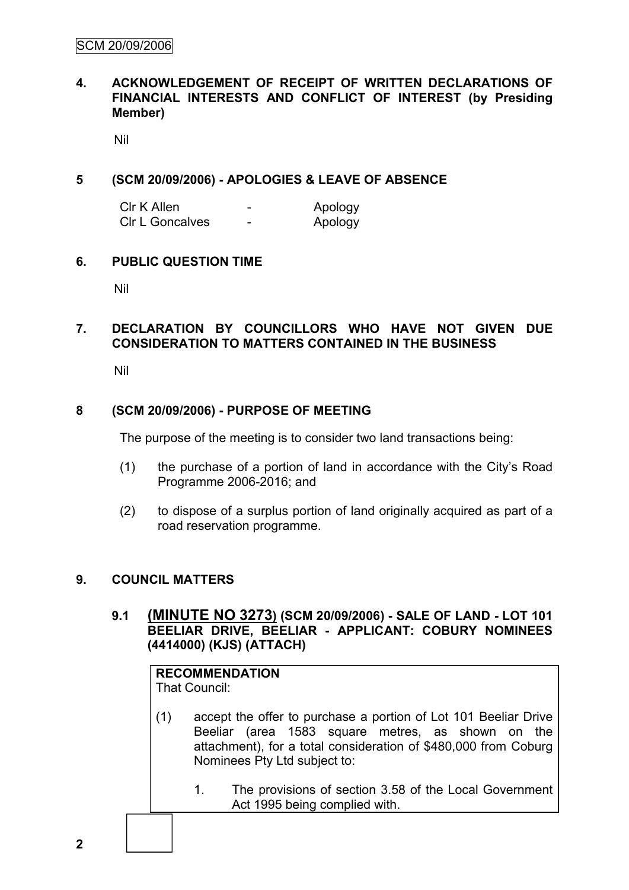## 4. ACKNOWLEDGEMENT OF RECEIPT OF WRITTEN DECLARATIONS OF FINANCIAL INTERESTS AND CONFLICT OF INTEREST (by Presiding Member)

Nil

## 5 (SCM 20/09/2006) - APOLOGIES & LEAVE OF ABSENCE

| | | |
|---|---|---|
| Clr K Allen | - | Apology |
| Clr L Goncalves | - | Apology |

## 6. PUBLIC QUESTION TIME

Nil

## 7. DECLARATION BY COUNCILLORS WHO HAVE NOT GIVEN DUE CONSIDERATION TO MATTERS CONTAINED IN THE BUSINESS

Nil

## 8 (SCM 20/09/2006) - PURPOSE OF MEETING

The purpose of the meeting is to consider two land transactions being:

(1) the purchase of a portion of land in accordance with the City's Road Programme 2006-2016; and

(2) to dispose of a surplus portion of land originally acquired as part of a road reservation programme.

## 9. COUNCIL MATTERS

### 9.1 (MINUTE NO 3273) (SCM 20/09/2006) - SALE OF LAND - LOT 101 BEELIAR DRIVE, BEELIAR - APPLICANT: COBURY NOMINEES (4414000) (KJS) (ATTACH)

**RECOMMENDATION**
That Council:

(1) accept the offer to purchase a portion of Lot 101 Beeliar Drive Beeliar (area 1583 square metres, as shown on the attachment), for a total consideration of $480,000 from Coburg Nominees Pty Ltd subject to:

1. The provisions of section 3.58 of the Local Government Act 1995 being complied with.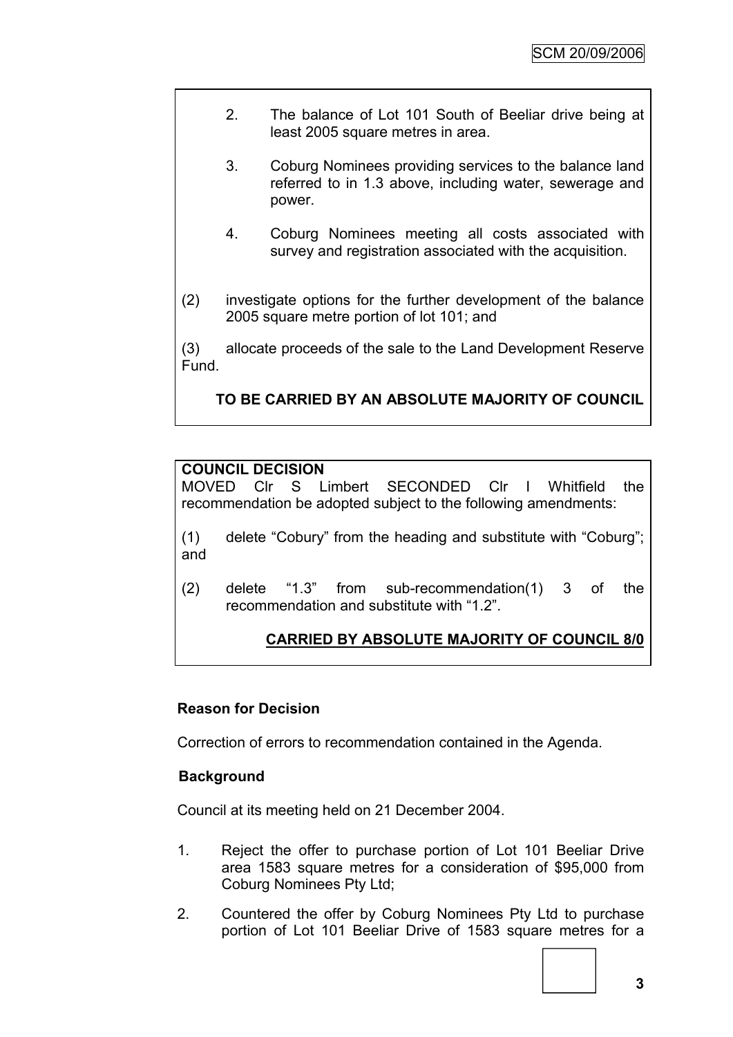2. The balance of Lot 101 South of Beeliar drive being at least 2005 square metres in area.

3. Coburg Nominees providing services to the balance land referred to in 1.3 above, including water, sewerage and power.

4. Coburg Nominees meeting all costs associated with survey and registration associated with the acquisition.

(2) investigate options for the further development of the balance 2005 square metre portion of lot 101; and

(3) allocate proceeds of the sale to the Land Development Reserve Fund.

**TO BE CARRIED BY AN ABSOLUTE MAJORITY OF COUNCIL**

**COUNCIL DECISION**

MOVED Clr S Limbert SECONDED Clr I Whitfield the recommendation be adopted subject to the following amendments:

(1) delete "Cobury" from the heading and substitute with "Coburg"; and

(2) delete "1.3" from sub-recommendation(1) 3 of the recommendation and substitute with "1.2".

**CARRIED BY ABSOLUTE MAJORITY OF COUNCIL 8/0**

**Reason for Decision**

Correction of errors to recommendation contained in the Agenda.

**Background**

Council at its meeting held on 21 December 2004.

1. Reject the offer to purchase portion of Lot 101 Beeliar Drive area 1583 square metres for a consideration of $95,000 from Coburg Nominees Pty Ltd;

2. Countered the offer by Coburg Nominees Pty Ltd to purchase portion of Lot 101 Beeliar Drive of 1583 square metres for a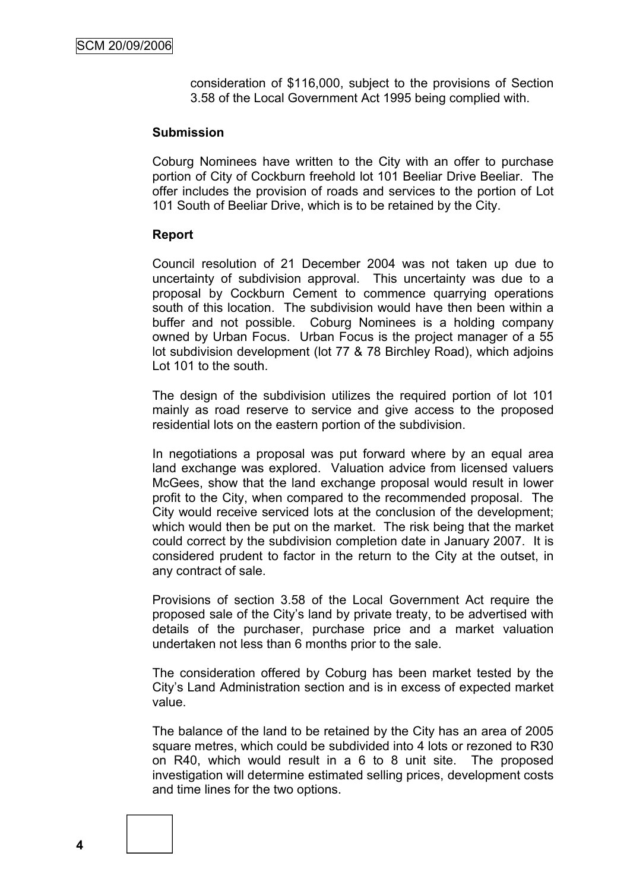consideration of $116,000, subject to the provisions of Section 3.58 of the Local Government Act 1995 being complied with.

**Submission**

Coburg Nominees have written to the City with an offer to purchase portion of City of Cockburn freehold lot 101 Beeliar Drive Beeliar. The offer includes the provision of roads and services to the portion of Lot 101 South of Beeliar Drive, which is to be retained by the City.

**Report**

Council resolution of 21 December 2004 was not taken up due to uncertainty of subdivision approval. This uncertainty was due to a proposal by Cockburn Cement to commence quarrying operations south of this location. The subdivision would have then been within a buffer and not possible. Coburg Nominees is a holding company owned by Urban Focus. Urban Focus is the project manager of a 55 lot subdivision development (lot 77 & 78 Birchley Road), which adjoins Lot 101 to the south.

The design of the subdivision utilizes the required portion of lot 101 mainly as road reserve to service and give access to the proposed residential lots on the eastern portion of the subdivision.

In negotiations a proposal was put forward where by an equal area land exchange was explored. Valuation advice from licensed valuers McGees, show that the land exchange proposal would result in lower profit to the City, when compared to the recommended proposal. The City would receive serviced lots at the conclusion of the development; which would then be put on the market. The risk being that the market could correct by the subdivision completion date in January 2007. It is considered prudent to factor in the return to the City at the outset, in any contract of sale.

Provisions of section 3.58 of the Local Government Act require the proposed sale of the City's land by private treaty, to be advertised with details of the purchaser, purchase price and a market valuation undertaken not less than 6 months prior to the sale.

The consideration offered by Coburg has been market tested by the City's Land Administration section and is in excess of expected market value.

The balance of the land to be retained by the City has an area of 2005 square metres, which could be subdivided into 4 lots or rezoned to R30 on R40, which would result in a 6 to 8 unit site. The proposed investigation will determine estimated selling prices, development costs and time lines for the two options.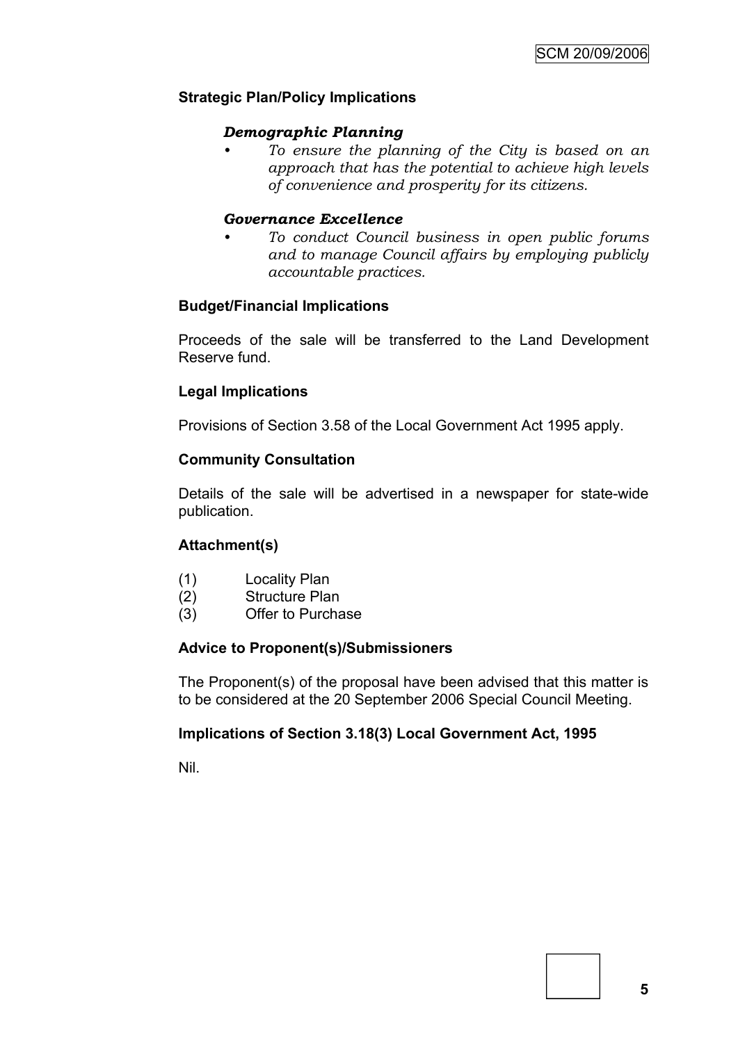**Strategic Plan/Policy Implications**

***Demographic Planning***

- *To ensure the planning of the City is based on an approach that has the potential to achieve high levels of convenience and prosperity for its citizens.*

***Governance Excellence***

- *To conduct Council business in open public forums and to manage Council affairs by employing publicly accountable practices.*

**Budget/Financial Implications**

Proceeds of the sale will be transferred to the Land Development Reserve fund.

**Legal Implications**

Provisions of Section 3.58 of the Local Government Act 1995 apply.

**Community Consultation**

Details of the sale will be advertised in a newspaper for state-wide publication.

**Attachment(s)**

(1) Locality Plan
(2) Structure Plan
(3) Offer to Purchase

**Advice to Proponent(s)/Submissioners**

The Proponent(s) of the proposal have been advised that this matter is to be considered at the 20 September 2006 Special Council Meeting.

**Implications of Section 3.18(3) Local Government Act, 1995**

Nil.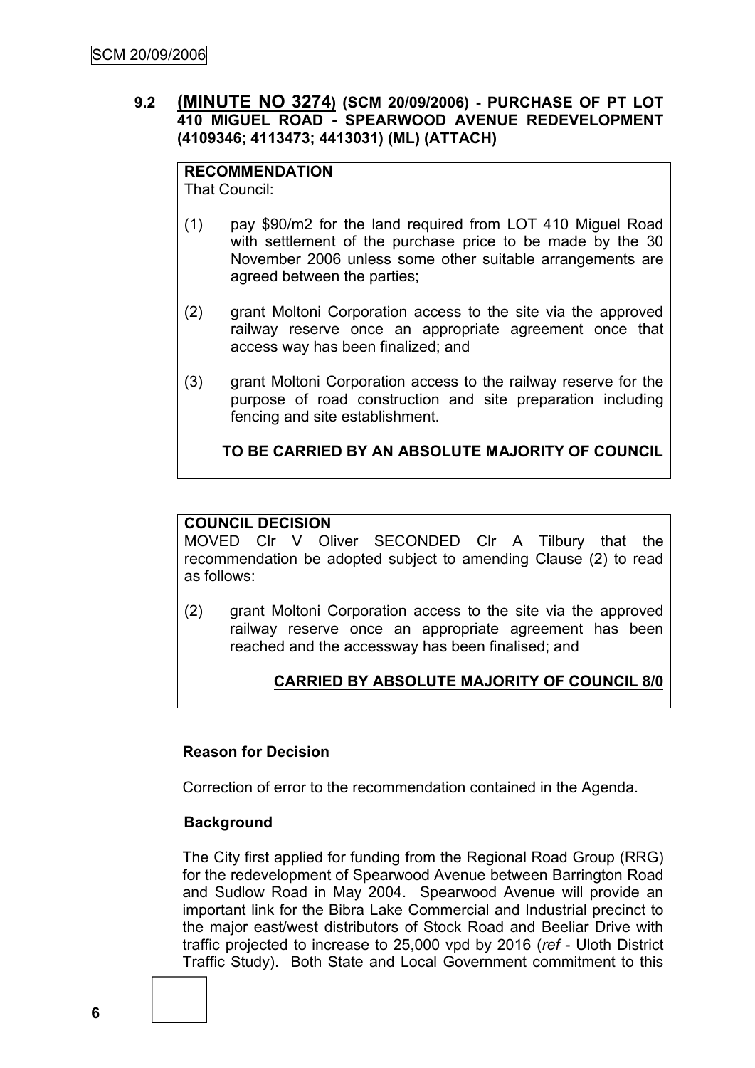### 9.2 (MINUTE NO 3274) (SCM 20/09/2006) - PURCHASE OF PT LOT 410 MIGUEL ROAD - SPEARWOOD AVENUE REDEVELOPMENT (4109346; 4113473; 4413031) (ML) (ATTACH)

**RECOMMENDATION**
That Council:

(1) pay $90/m2 for the land required from LOT 410 Miguel Road with settlement of the purchase price to be made by the 30 November 2006 unless some other suitable arrangements are agreed between the parties;

(2) grant Moltoni Corporation access to the site via the approved railway reserve once an appropriate agreement once that access way has been finalized; and

(3) grant Moltoni Corporation access to the railway reserve for the purpose of road construction and site preparation including fencing and site establishment.

**TO BE CARRIED BY AN ABSOLUTE MAJORITY OF COUNCIL**

**COUNCIL DECISION**
MOVED Clr V Oliver SECONDED Clr A Tilbury that the recommendation be adopted subject to amending Clause (2) to read as follows:

(2) grant Moltoni Corporation access to the site via the approved railway reserve once an appropriate agreement has been reached and the accessway has been finalised; and

**CARRIED BY ABSOLUTE MAJORITY OF COUNCIL 8/0**

**Reason for Decision**

Correction of error to the recommendation contained in the Agenda.

**Background**

The City first applied for funding from the Regional Road Group (RRG) for the redevelopment of Spearwood Avenue between Barrington Road and Sudlow Road in May 2004. Spearwood Avenue will provide an important link for the Bibra Lake Commercial and Industrial precinct to the major east/west distributors of Stock Road and Beeliar Drive with traffic projected to increase to 25,000 vpd by 2016 (*ref* - Uloth District Traffic Study). Both State and Local Government commitment to this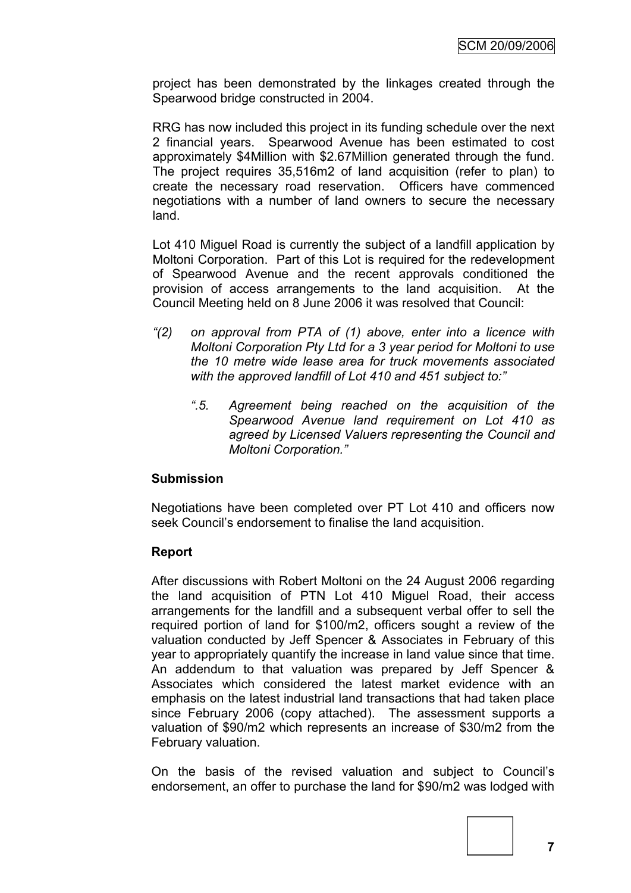project has been demonstrated by the linkages created through the Spearwood bridge constructed in 2004.

RRG has now included this project in its funding schedule over the next 2 financial years. Spearwood Avenue has been estimated to cost approximately $4Million with $2.67Million generated through the fund. The project requires 35,516m2 of land acquisition (refer to plan) to create the necessary road reservation. Officers have commenced negotiations with a number of land owners to secure the necessary land.

Lot 410 Miguel Road is currently the subject of a landfill application by Moltoni Corporation. Part of this Lot is required for the redevelopment of Spearwood Avenue and the recent approvals conditioned the provision of access arrangements to the land acquisition. At the Council Meeting held on 8 June 2006 it was resolved that Council:

*"(2) on approval from PTA of (1) above, enter into a licence with Moltoni Corporation Pty Ltd for a 3 year period for Moltoni to use the 10 metre wide lease area for truck movements associated with the approved landfill of Lot 410 and 451 subject to:"*

> *".5. Agreement being reached on the acquisition of the Spearwood Avenue land requirement on Lot 410 as agreed by Licensed Valuers representing the Council and Moltoni Corporation."*

**Submission**

Negotiations have been completed over PT Lot 410 and officers now seek Council's endorsement to finalise the land acquisition.

**Report**

After discussions with Robert Moltoni on the 24 August 2006 regarding the land acquisition of PTN Lot 410 Miguel Road, their access arrangements for the landfill and a subsequent verbal offer to sell the required portion of land for $100/m2, officers sought a review of the valuation conducted by Jeff Spencer & Associates in February of this year to appropriately quantify the increase in land value since that time. An addendum to that valuation was prepared by Jeff Spencer & Associates which considered the latest market evidence with an emphasis on the latest industrial land transactions that had taken place since February 2006 (copy attached). The assessment supports a valuation of $90/m2 which represents an increase of $30/m2 from the February valuation.

On the basis of the revised valuation and subject to Council's endorsement, an offer to purchase the land for $90/m2 was lodged with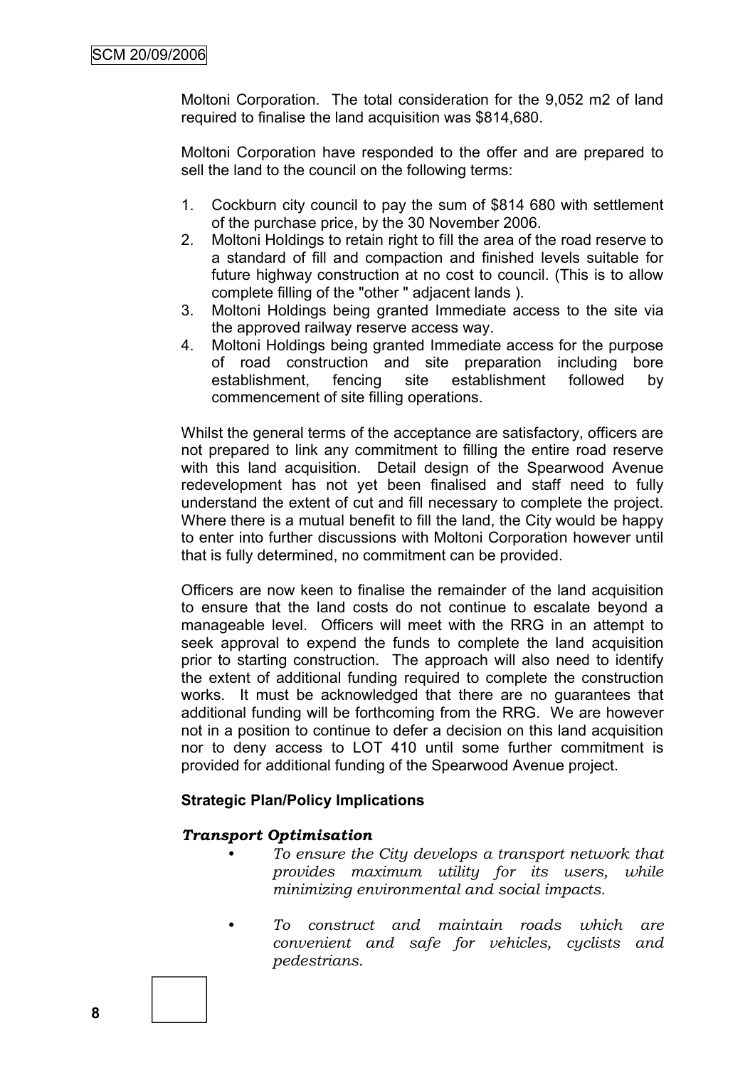Moltoni Corporation. The total consideration for the 9,052 m2 of land required to finalise the land acquisition was $814,680.

Moltoni Corporation have responded to the offer and are prepared to sell the land to the council on the following terms:

1. Cockburn city council to pay the sum of $814 680 with settlement of the purchase price, by the 30 November 2006.
2. Moltoni Holdings to retain right to fill the area of the road reserve to a standard of fill and compaction and finished levels suitable for future highway construction at no cost to council. (This is to allow complete filling of the "other " adjacent lands ).
3. Moltoni Holdings being granted Immediate access to the site via the approved railway reserve access way.
4. Moltoni Holdings being granted Immediate access for the purpose of road construction and site preparation including bore establishment, fencing site establishment followed by commencement of site filling operations.

Whilst the general terms of the acceptance are satisfactory, officers are not prepared to link any commitment to filling the entire road reserve with this land acquisition. Detail design of the Spearwood Avenue redevelopment has not yet been finalised and staff need to fully understand the extent of cut and fill necessary to complete the project. Where there is a mutual benefit to fill the land, the City would be happy to enter into further discussions with Moltoni Corporation however until that is fully determined, no commitment can be provided.

Officers are now keen to finalise the remainder of the land acquisition to ensure that the land costs do not continue to escalate beyond a manageable level. Officers will meet with the RRG in an attempt to seek approval to expend the funds to complete the land acquisition prior to starting construction. The approach will also need to identify the extent of additional funding required to complete the construction works. It must be acknowledged that there are no guarantees that additional funding will be forthcoming from the RRG. We are however not in a position to continue to defer a decision on this land acquisition nor to deny access to LOT 410 until some further commitment is provided for additional funding of the Spearwood Avenue project.

**Strategic Plan/Policy Implications**

***Transport Optimisation***

- *To ensure the City develops a transport network that provides maximum utility for its users, while minimizing environmental and social impacts.*
- *To construct and maintain roads which are convenient and safe for vehicles, cyclists and pedestrians.*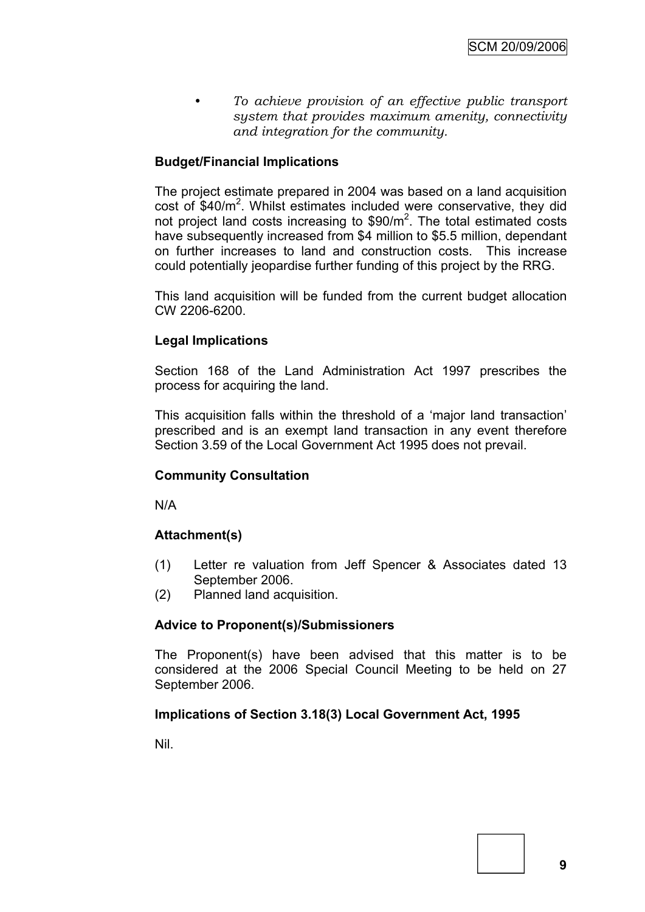- *To achieve provision of an effective public transport system that provides maximum amenity, connectivity and integration for the community.*

**Budget/Financial Implications**

The project estimate prepared in 2004 was based on a land acquisition cost of $\$40/m^2$. Whilst estimates included were conservative, they did not project land costs increasing to $\$90/m^2$. The total estimated costs have subsequently increased from $4 million to $5.5 million, dependant on further increases to land and construction costs. This increase could potentially jeopardise further funding of this project by the RRG.

This land acquisition will be funded from the current budget allocation CW 2206-6200.

**Legal Implications**

Section 168 of the Land Administration Act 1997 prescribes the process for acquiring the land.

This acquisition falls within the threshold of a 'major land transaction' prescribed and is an exempt land transaction in any event therefore Section 3.59 of the Local Government Act 1995 does not prevail.

**Community Consultation**

N/A

**Attachment(s)**

(1) Letter re valuation from Jeff Spencer & Associates dated 13 September 2006.
(2) Planned land acquisition.

**Advice to Proponent(s)/Submissioners**

The Proponent(s) have been advised that this matter is to be considered at the 2006 Special Council Meeting to be held on 27 September 2006.

**Implications of Section 3.18(3) Local Government Act, 1995**

Nil.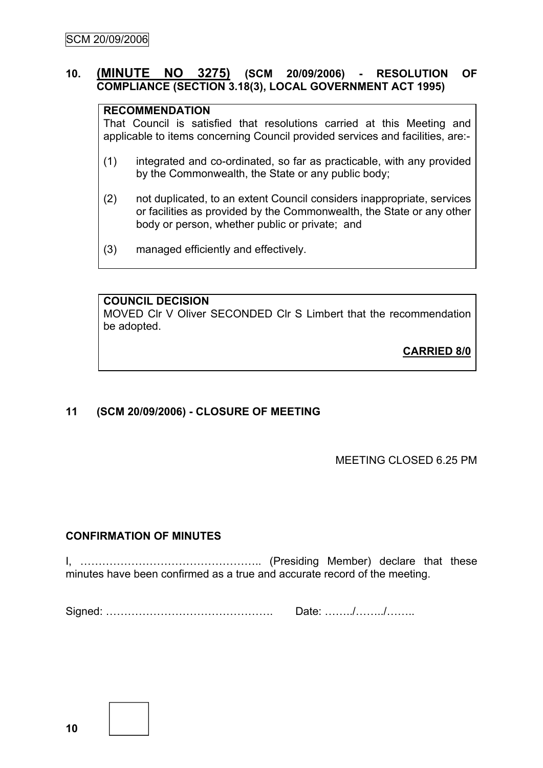## 10. **(MINUTE NO 3275)** (SCM 20/09/2006) - RESOLUTION OF COMPLIANCE (SECTION 3.18(3), LOCAL GOVERNMENT ACT 1995)

**RECOMMENDATION**

That Council is satisfied that resolutions carried at this Meeting and applicable to items concerning Council provided services and facilities, are:-

(1) integrated and co-ordinated, so far as practicable, with any provided by the Commonwealth, the State or any public body;

(2) not duplicated, to an extent Council considers inappropriate, services or facilities as provided by the Commonwealth, the State or any other body or person, whether public or private; and

(3) managed efficiently and effectively.

**COUNCIL DECISION**

MOVED Clr V Oliver SECONDED Clr S Limbert that the recommendation be adopted.

**CARRIED 8/0**

## 11 (SCM 20/09/2006) - CLOSURE OF MEETING

MEETING CLOSED 6.25 PM

**CONFIRMATION OF MINUTES**

I, ………………………………………….. (Presiding Member) declare that these minutes have been confirmed as a true and accurate record of the meeting.

Signed: ………………………………………. Date: ……../……../……..